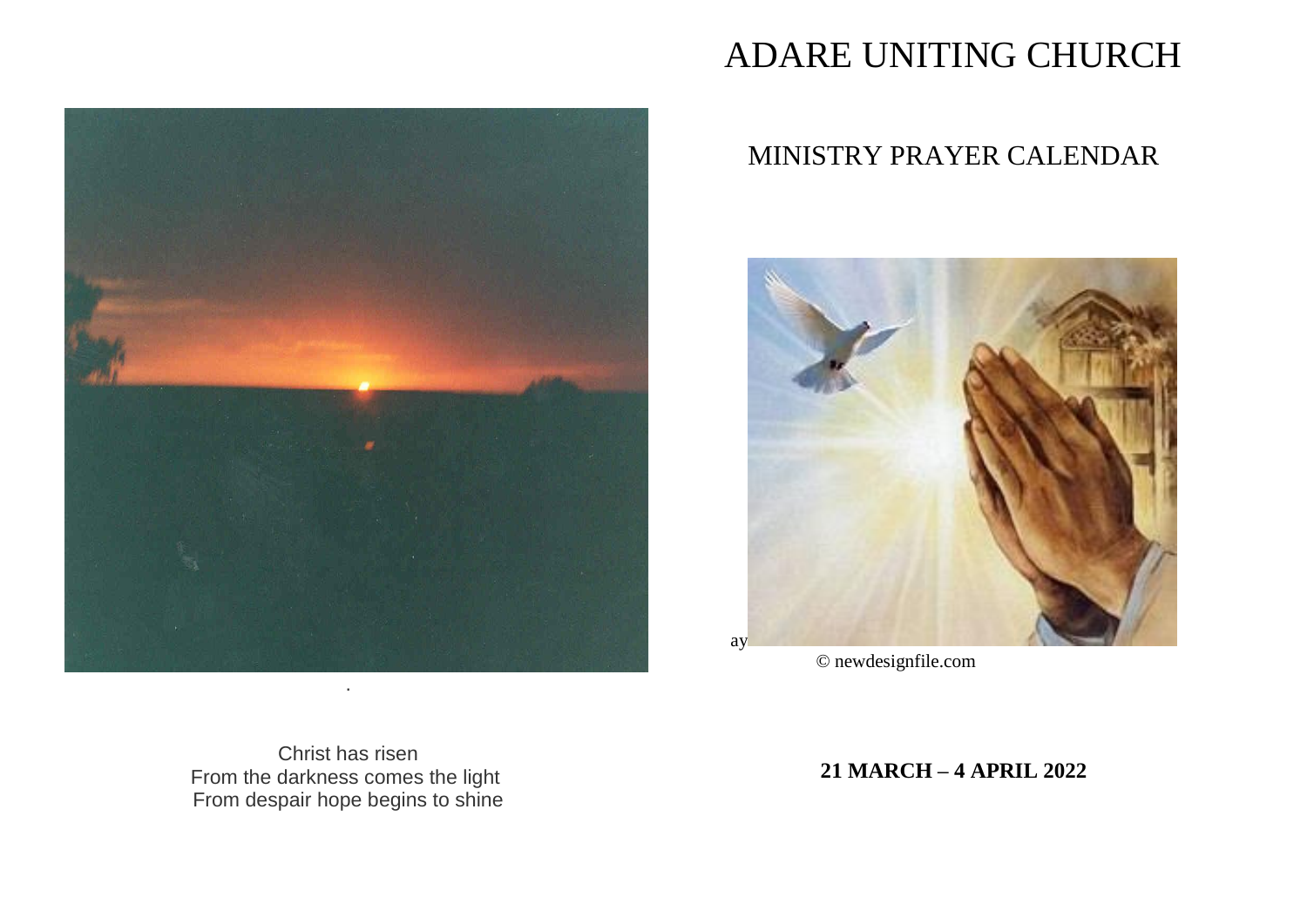# ADARE UNITING CHURCH

## MINISTRY PRAYER CALENDAR

ay

© newdesignfile.com

.

Christ has risen
From the darkness comes the light
From despair hope begins to shine

**21 MARCH – 4 APRIL 2022**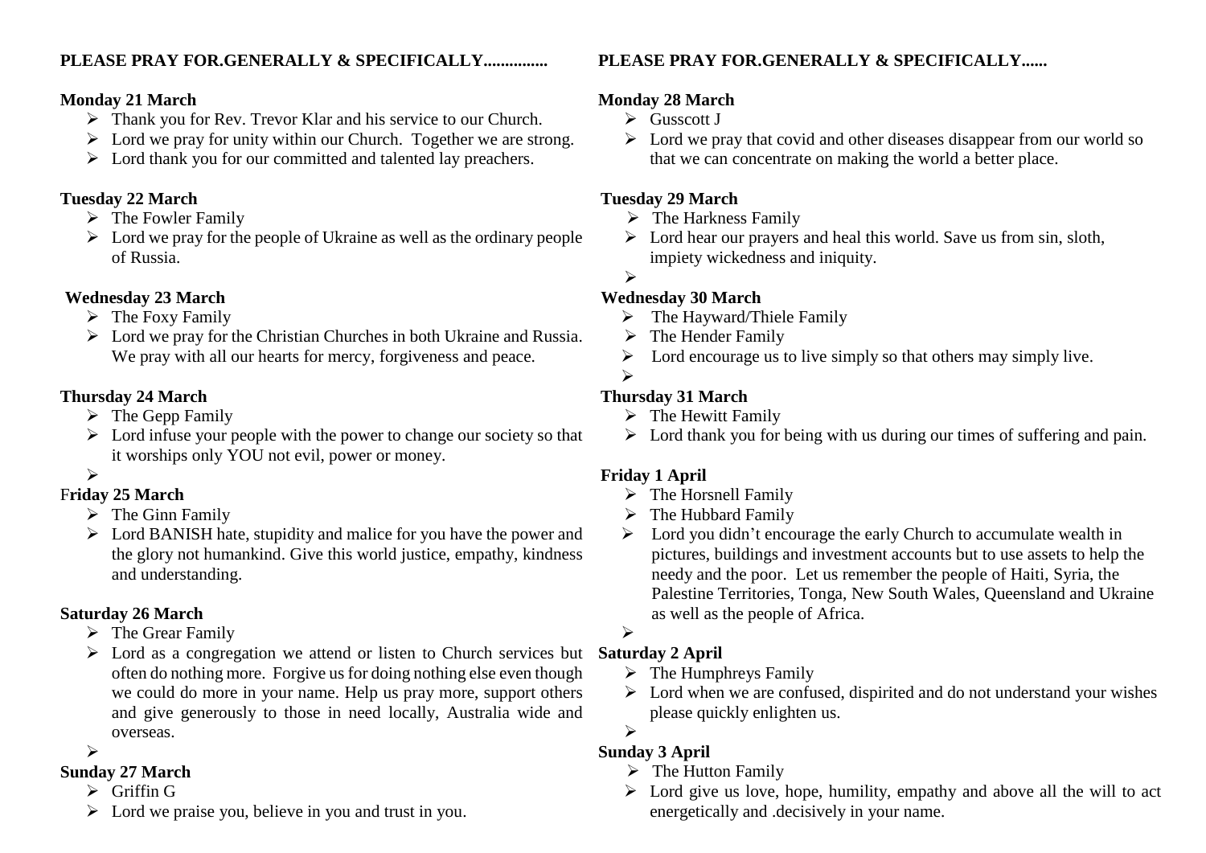**PLEASE PRAY FOR.GENERALLY & SPECIFICALLY...............**

**Monday 21 March**

- Thank you for Rev. Trevor Klar and his service to our Church.
- Lord we pray for unity within our Church. Together we are strong.
- Lord thank you for our committed and talented lay preachers.

**Tuesday 22 March**

- The Fowler Family
- Lord we pray for the people of Ukraine as well as the ordinary people of Russia.

**Wednesday 23 March**

- The Foxy Family
- Lord we pray for the Christian Churches in both Ukraine and Russia. We pray with all our hearts for mercy, forgiveness and peace.

**Thursday 24 March**

- The Gepp Family
- Lord infuse your people with the power to change our society so that it worships only YOU not evil, power or money.

**Friday 25 March**

- The Ginn Family
- Lord BANISH hate, stupidity and malice for you have the power and the glory not humankind. Give this world justice, empathy, kindness and understanding.

**Saturday 26 March**

- The Grear Family
- Lord as a congregation we attend or listen to Church services but often do nothing more. Forgive us for doing nothing else even though we could do more in your name. Help us pray more, support others and give generously to those in need locally, Australia wide and overseas.

**Sunday 27 March**

- Griffin G
- Lord we praise you, believe in you and trust in you.

**PLEASE PRAY FOR.GENERALLY & SPECIFICALLY......**

**Monday 28 March**

- Gusscott J
- Lord we pray that covid and other diseases disappear from our world so that we can concentrate on making the world a better place.

**Tuesday 29 March**

- The Harkness Family
- Lord hear our prayers and heal this world. Save us from sin, sloth, impiety wickedness and iniquity.

**Wednesday 30 March**

- The Hayward/Thiele Family
- The Hender Family
- Lord encourage us to live simply so that others may simply live.

**Thursday 31 March**

- The Hewitt Family
- Lord thank you for being with us during our times of suffering and pain.

**Friday 1 April**

- The Horsnell Family
- The Hubbard Family
- Lord you didn't encourage the early Church to accumulate wealth in pictures, buildings and investment accounts but to use assets to help the needy and the poor. Let us remember the people of Haiti, Syria, the Palestine Territories, Tonga, New South Wales, Queensland and Ukraine as well as the people of Africa.

**Saturday 2 April**

- The Humphreys Family
- Lord when we are confused, dispirited and do not understand your wishes please quickly enlighten us.

**Sunday 3 April**

- The Hutton Family
- Lord give us love, hope, humility, empathy and above all the will to act energetically and .decisively in your name.